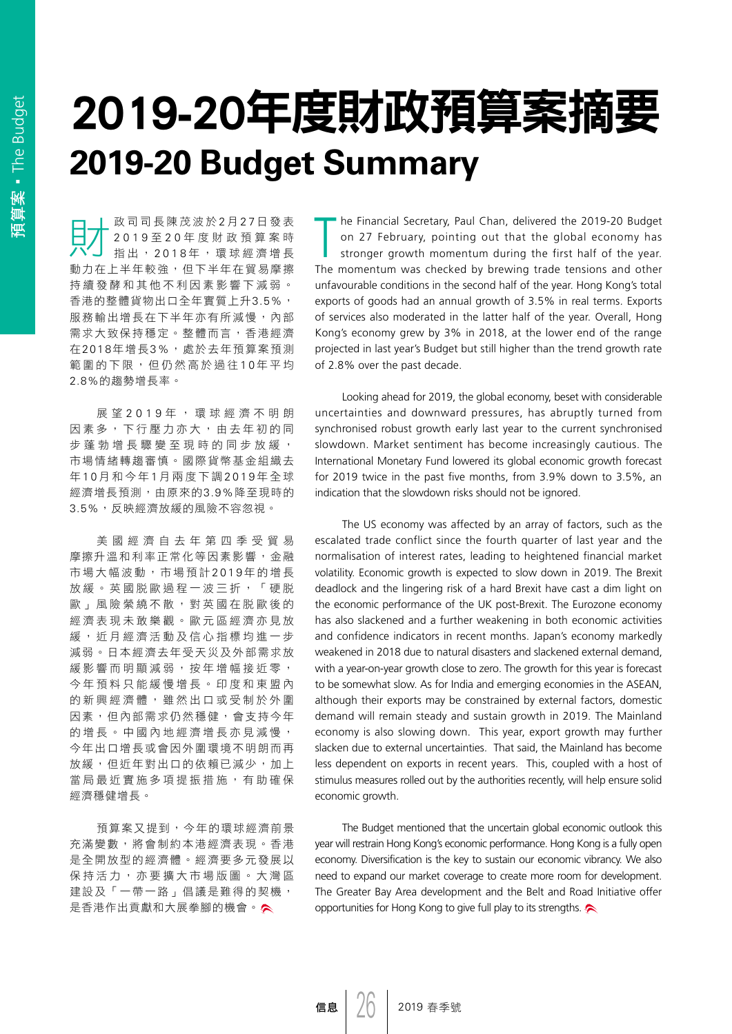# 2019-20年度財政預算案摘要

# 2019-20 Budget Summary

財政司司長陳茂波於2月27日發表2019至20年度財政預算案時指出，2018年，環球經濟增長動力在上半年較強，但下半年在貿易摩擦持續發酵和其他不利因素影響下減弱。香港的整體貨物出口全年實質上升3.5%，服務輸出增長在下半年亦有所減慢，內部需求大致保持穩定。整體而言，香港經濟在2018年增長3%，處於去年預算案預測範圍的下限，但仍然高於過往10年平均2.8%的趨勢增長率。

展望2019年，環球經濟不明朗因素多，下行壓力亦大，由去年初的同步蓬勃增長驟變至現時的同步放緩，市場情緒轉趨審慎。國際貨幣基金組織去年10月和今年1月兩度下調2019年全球經濟增長預測，由原來的3.9%降至現時的3.5%，反映經濟放緩的風險不容忽視。

美國經濟自去年第四季受貿易摩擦升溫和利率正常化等因素影響，金融市場大幅波動，市場預計2019年的增長放緩。英國脫歐過程一波三折，「硬脫歐」風險縈繞不散，對英國在脫歐後的經濟表現未敢樂觀。歐元區經濟亦見放緩，近月經濟活動及信心指標均進一步減弱。日本經濟去年受天災及外部需求放緩影響而明顯減弱，按年增幅接近零，今年預料只能緩慢增長。印度和東盟內的新興經濟體，雖然出口或受制於外圍因素，但內部需求仍然穩健，會支持今年的增長。中國內地經濟增長亦見減慢，今年出口增長或會因外圍環境不明朗而再放緩，但近年對出口的依賴已減少，加上當局最近實施多項提振措施，有助確保經濟穩健增長。

預算案又提到，今年的環球經濟前景充滿變數，將會制約本港經濟表現。香港是全開放型的經濟體。經濟要多元發展以保持活力，亦要擴大市場版圖。大灣區建設及「一帶一路」倡議是難得的契機，是香港作出貢獻和大展拳腳的機會。

The Financial Secretary, Paul Chan, delivered the 2019-20 Budget on 27 February, pointing out that the global economy has stronger growth momentum during the first half of the year. The momentum was checked by brewing trade tensions and other unfavourable conditions in the second half of the year. Hong Kong's total exports of goods had an annual growth of 3.5% in real terms. Exports of services also moderated in the latter half of the year. Overall, Hong Kong's economy grew by 3% in 2018, at the lower end of the range projected in last year's Budget but still higher than the trend growth rate of 2.8% over the past decade.

Looking ahead for 2019, the global economy, beset with considerable uncertainties and downward pressures, has abruptly turned from synchronised robust growth early last year to the current synchronised slowdown. Market sentiment has become increasingly cautious. The International Monetary Fund lowered its global economic growth forecast for 2019 twice in the past five months, from 3.9% down to 3.5%, an indication that the slowdown risks should not be ignored.

The US economy was affected by an array of factors, such as the escalated trade conflict since the fourth quarter of last year and the normalisation of interest rates, leading to heightened financial market volatility. Economic growth is expected to slow down in 2019. The Brexit deadlock and the lingering risk of a hard Brexit have cast a dim light on the economic performance of the UK post-Brexit. The Eurozone economy has also slackened and a further weakening in both economic activities and confidence indicators in recent months. Japan's economy markedly weakened in 2018 due to natural disasters and slackened external demand, with a year-on-year growth close to zero. The growth for this year is forecast to be somewhat slow. As for India and emerging economies in the ASEAN, although their exports may be constrained by external factors, domestic demand will remain steady and sustain growth in 2019. The Mainland economy is also slowing down. This year, export growth may further slacken due to external uncertainties. That said, the Mainland has become less dependent on exports in recent years. This, coupled with a host of stimulus measures rolled out by the authorities recently, will help ensure solid economic growth.

The Budget mentioned that the uncertain global economic outlook this year will restrain Hong Kong's economic performance. Hong Kong is a fully open economy. Diversification is the key to sustain our economic vibrancy. We also need to expand our market coverage to create more room for development. The Greater Bay Area development and the Belt and Road Initiative offer opportunities for Hong Kong to give full play to its strengths.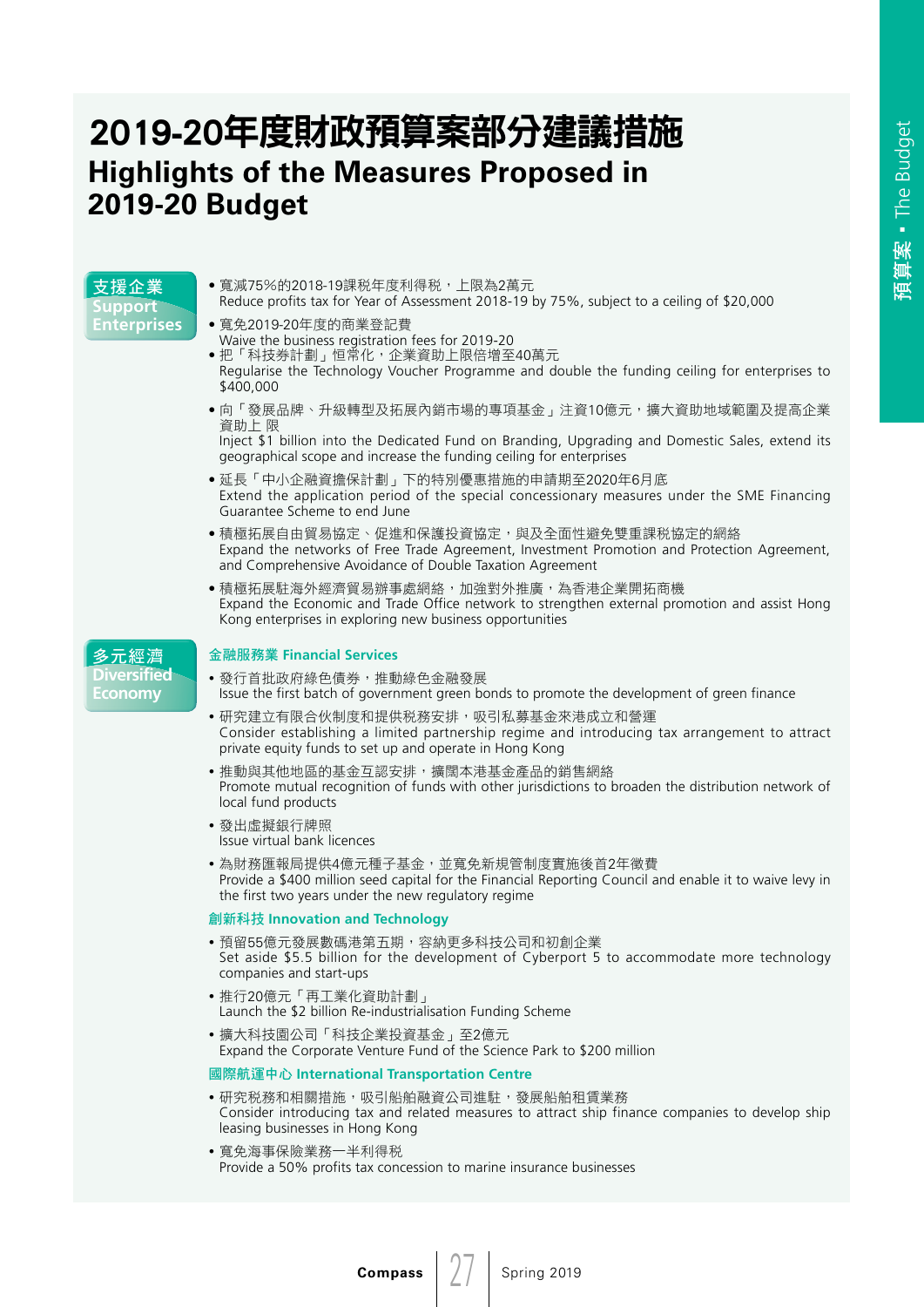# 2019-20年度財政預算案部分建議措施
# Highlights of the Measures Proposed in 2019-20 Budget

## 支援企業 Support Enterprises

- 寬減75%的2018-19課稅年度利得稅，上限為2萬元
  Reduce profits tax for Year of Assessment 2018-19 by 75%, subject to a ceiling of $20,000
- 寬免2019-20年度的商業登記費
  Waive the business registration fees for 2019-20
- 把「科技券計劃」恒常化，企業資助上限倍增至40萬元
  Regularise the Technology Voucher Programme and double the funding ceiling for enterprises to $400,000
- 向「發展品牌、升級轉型及拓展內銷市場的專項基金」注資10億元，擴大資助地域範圍及提高企業資助上 限
  Inject $1 billion into the Dedicated Fund on Branding, Upgrading and Domestic Sales, extend its geographical scope and increase the funding ceiling for enterprises
- 延長「中小企融資擔保計劃」下的特別優惠措施的申請期至2020年6月底
  Extend the application period of the special concessionary measures under the SME Financing Guarantee Scheme to end June
- 積極拓展自由貿易協定、促進和保護投資協定，與及全面性避免雙重課稅協定的網絡
  Expand the networks of Free Trade Agreement, Investment Promotion and Protection Agreement, and Comprehensive Avoidance of Double Taxation Agreement
- 積極拓展駐海外經濟貿易辦事處網絡，加強對外推廣，為香港企業開拓商機
  Expand the Economic and Trade Office network to strengthen external promotion and assist Hong Kong enterprises in exploring new business opportunities

## 多元經濟 Diversified Economy

### 金融服務業 Financial Services

- 發行首批政府綠色債券，推動綠色金融發展
  Issue the first batch of government green bonds to promote the development of green finance
- 研究建立有限合伙制度和提供稅務安排，吸引私募基金來港成立和營運
  Consider establishing a limited partnership regime and introducing tax arrangement to attract private equity funds to set up and operate in Hong Kong
- 推動與其他地區的基金互認安排，擴闊本港基金產品的銷售網絡
  Promote mutual recognition of funds with other jurisdictions to broaden the distribution network of local fund products
- 發出虛擬銀行牌照
  Issue virtual bank licences
- 為財務匯報局提供4億元種子基金，並寬免新規管制度實施後首2年徵費
  Provide a $400 million seed capital for the Financial Reporting Council and enable it to waive levy in the first two years under the new regulatory regime

### 創新科技 Innovation and Technology

- 預留55億元發展數碼港第五期，容納更多科技公司和初創企業
  Set aside $5.5 billion for the development of Cyberport 5 to accommodate more technology companies and start-ups
- 推行20億元「再工業化資助計劃」
  Launch the $2 billion Re-industrialisation Funding Scheme
- 擴大科技園公司「科技企業投資基金」至2億元
  Expand the Corporate Venture Fund of the Science Park to $200 million

### 國際航運中心 International Transportation Centre

- 研究稅務和相關措施，吸引船舶融資公司進駐，發展船舶租賃業務
  Consider introducing tax and related measures to attract ship finance companies to develop ship leasing businesses in Hong Kong
- 寬免海事保險業務一半利得稅
  Provide a 50% profits tax concession to marine insurance businesses